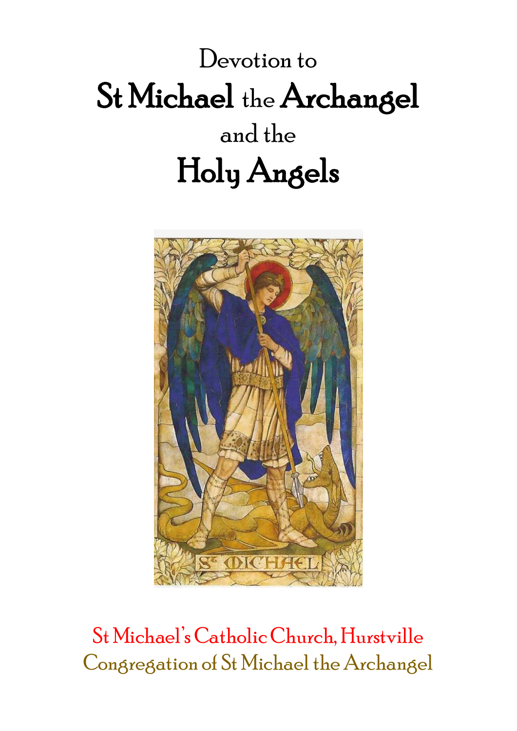# Devotion to St Michael the Archangel and the Holy Angels

St Michael's Catholic Church, Hurstville

Congregation of St Michael the Archangel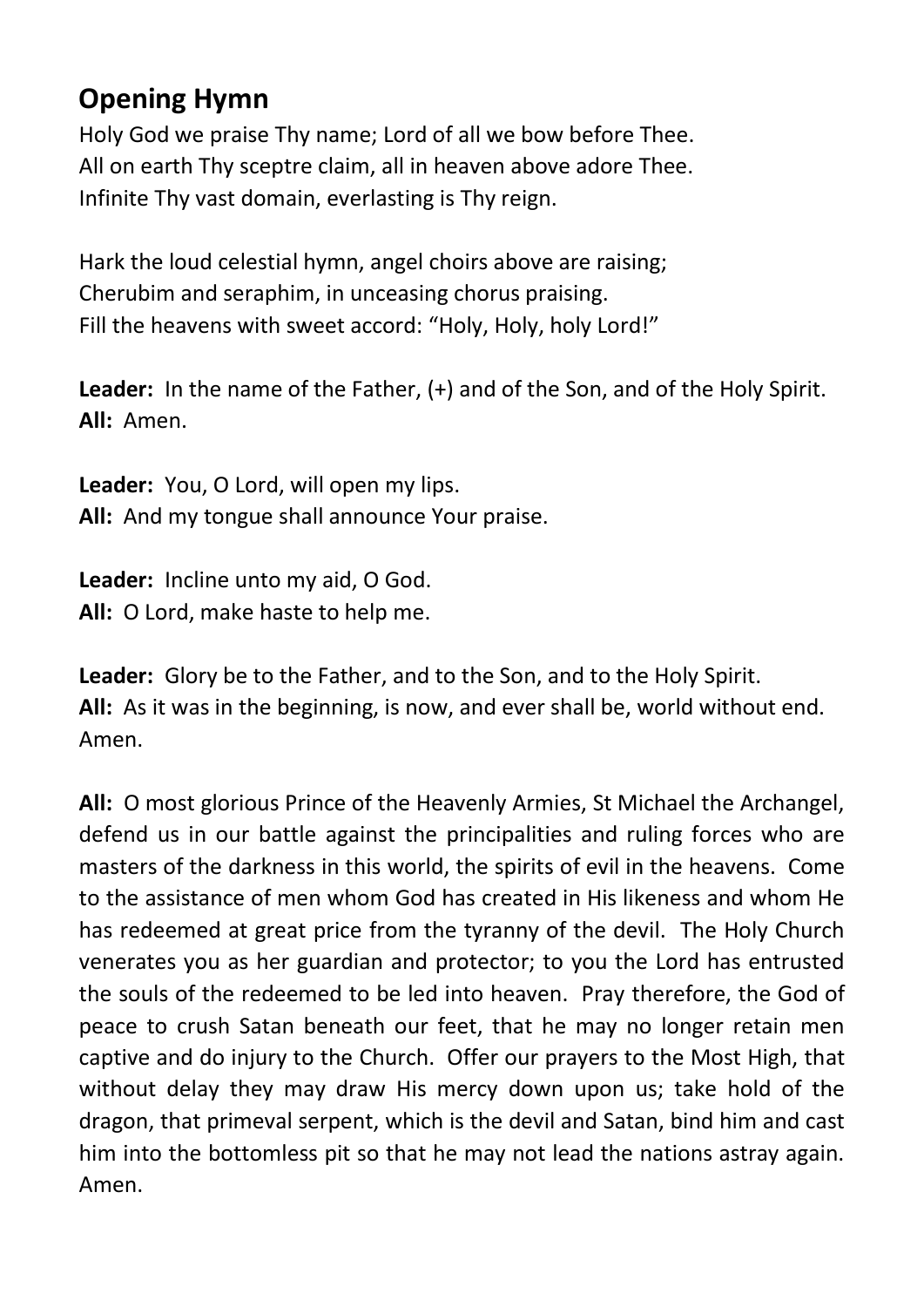## Opening Hymn

Holy God we praise Thy name; Lord of all we bow before Thee.
All on earth Thy sceptre claim, all in heaven above adore Thee.
Infinite Thy vast domain, everlasting is Thy reign.

Hark the loud celestial hymn, angel choirs above are raising;
Cherubim and seraphim, in unceasing chorus praising.
Fill the heavens with sweet accord: "Holy, Holy, holy Lord!"

**Leader:** In the name of the Father, (+) and of the Son, and of the Holy Spirit.
**All:** Amen.

**Leader:** You, O Lord, will open my lips.
**All:** And my tongue shall announce Your praise.

**Leader:** Incline unto my aid, O God.
**All:** O Lord, make haste to help me.

**Leader:** Glory be to the Father, and to the Son, and to the Holy Spirit.
**All:** As it was in the beginning, is now, and ever shall be, world without end. Amen.

**All:** O most glorious Prince of the Heavenly Armies, St Michael the Archangel, defend us in our battle against the principalities and ruling forces who are masters of the darkness in this world, the spirits of evil in the heavens. Come to the assistance of men whom God has created in His likeness and whom He has redeemed at great price from the tyranny of the devil. The Holy Church venerates you as her guardian and protector; to you the Lord has entrusted the souls of the redeemed to be led into heaven. Pray therefore, the God of peace to crush Satan beneath our feet, that he may no longer retain men captive and do injury to the Church. Offer our prayers to the Most High, that without delay they may draw His mercy down upon us; take hold of the dragon, that primeval serpent, which is the devil and Satan, bind him and cast him into the bottomless pit so that he may not lead the nations astray again. Amen.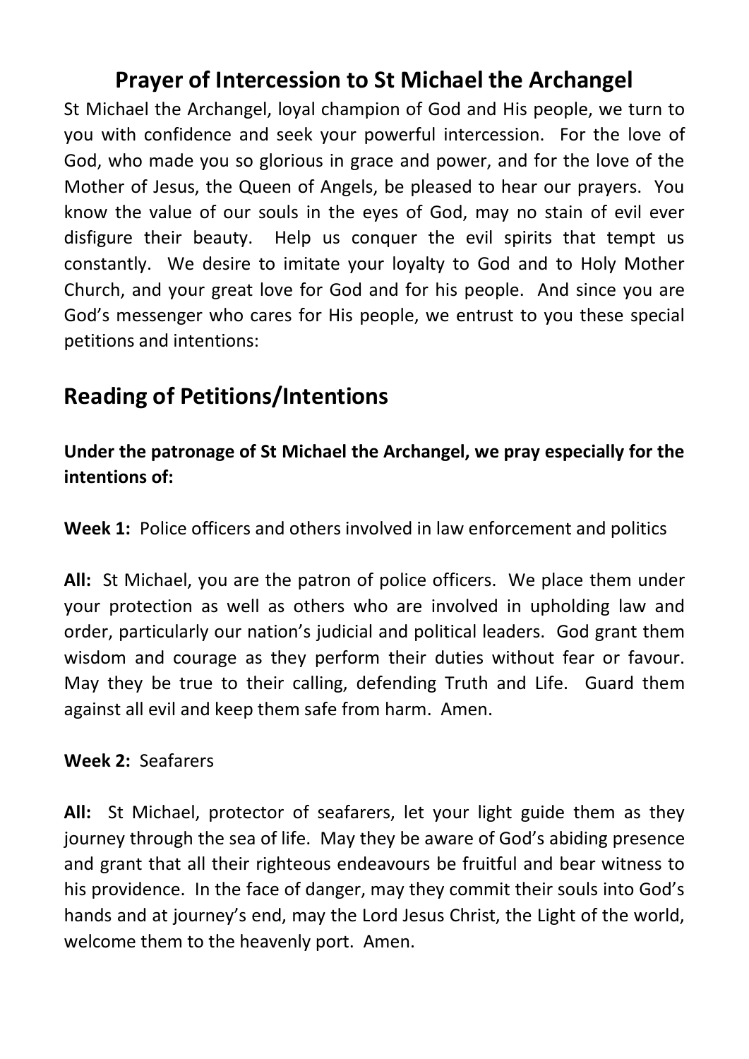# Prayer of Intercession to St Michael the Archangel

St Michael the Archangel, loyal champion of God and His people, we turn to you with confidence and seek your powerful intercession. For the love of God, who made you so glorious in grace and power, and for the love of the Mother of Jesus, the Queen of Angels, be pleased to hear our prayers. You know the value of our souls in the eyes of God, may no stain of evil ever disfigure their beauty. Help us conquer the evil spirits that tempt us constantly. We desire to imitate your loyalty to God and to Holy Mother Church, and your great love for God and for his people. And since you are God's messenger who cares for His people, we entrust to you these special petitions and intentions:

## Reading of Petitions/Intentions

**Under the patronage of St Michael the Archangel, we pray especially for the intentions of:**

**Week 1:** Police officers and others involved in law enforcement and politics

**All:** St Michael, you are the patron of police officers. We place them under your protection as well as others who are involved in upholding law and order, particularly our nation's judicial and political leaders. God grant them wisdom and courage as they perform their duties without fear or favour. May they be true to their calling, defending Truth and Life. Guard them against all evil and keep them safe from harm. Amen.

**Week 2:** Seafarers

**All:** St Michael, protector of seafarers, let your light guide them as they journey through the sea of life. May they be aware of God's abiding presence and grant that all their righteous endeavours be fruitful and bear witness to his providence. In the face of danger, may they commit their souls into God's hands and at journey's end, may the Lord Jesus Christ, the Light of the world, welcome them to the heavenly port. Amen.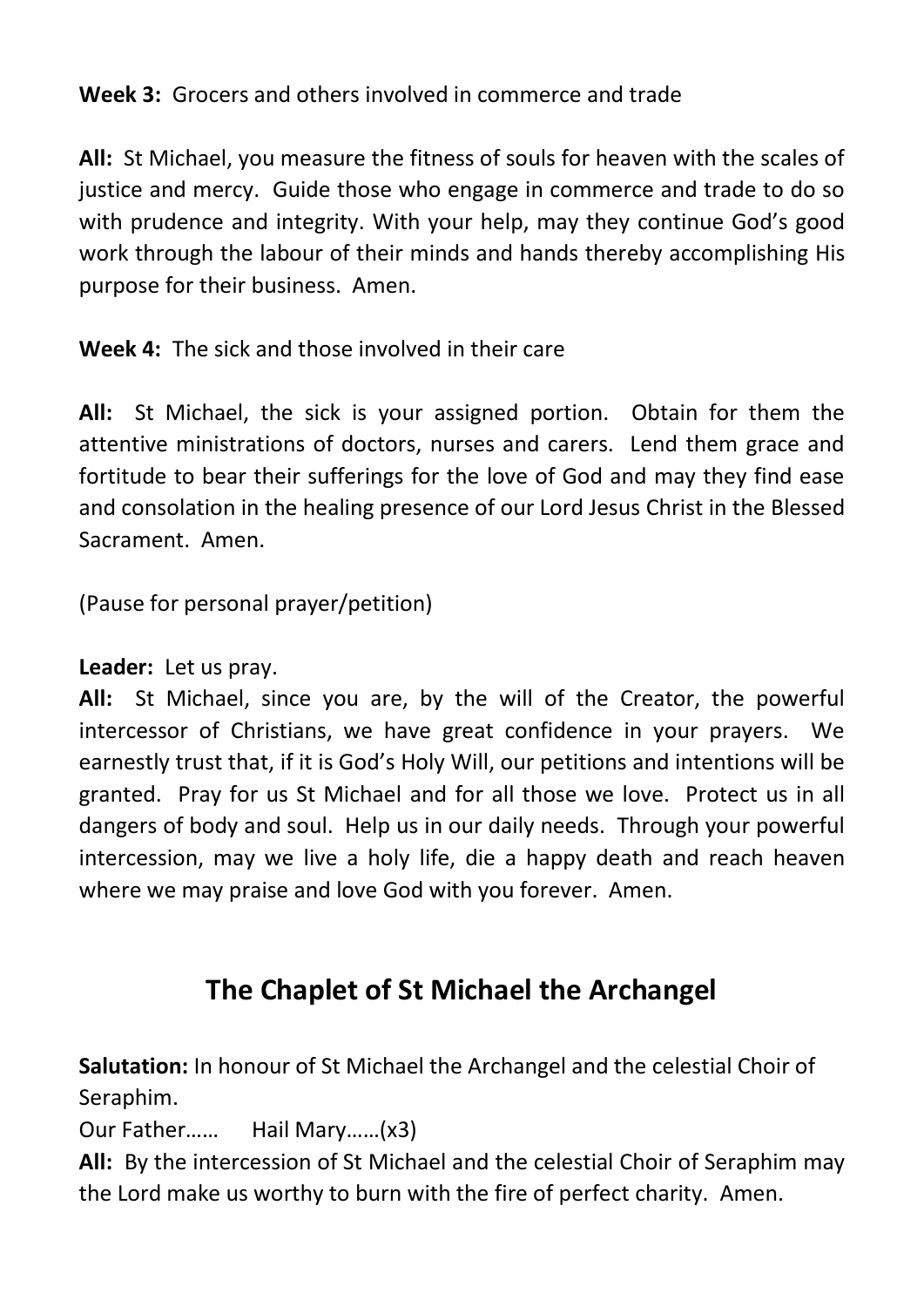**Week 3:** Grocers and others involved in commerce and trade

**All:** St Michael, you measure the fitness of souls for heaven with the scales of justice and mercy. Guide those who engage in commerce and trade to do so with prudence and integrity. With your help, may they continue God's good work through the labour of their minds and hands thereby accomplishing His purpose for their business. Amen.

**Week 4:** The sick and those involved in their care

**All:** St Michael, the sick is your assigned portion. Obtain for them the attentive ministrations of doctors, nurses and carers. Lend them grace and fortitude to bear their sufferings for the love of God and may they find ease and consolation in the healing presence of our Lord Jesus Christ in the Blessed Sacrament. Amen.

(Pause for personal prayer/petition)

**Leader:** Let us pray.
**All:** St Michael, since you are, by the will of the Creator, the powerful intercessor of Christians, we have great confidence in your prayers. We earnestly trust that, if it is God's Holy Will, our petitions and intentions will be granted. Pray for us St Michael and for all those we love. Protect us in all dangers of body and soul. Help us in our daily needs. Through your powerful intercession, may we live a holy life, die a happy death and reach heaven where we may praise and love God with you forever. Amen.

## The Chaplet of St Michael the Archangel

**Salutation:** In honour of St Michael the Archangel and the celestial Choir of Seraphim.
Our Father…… Hail Mary……(x3)
**All:** By the intercession of St Michael and the celestial Choir of Seraphim may the Lord make us worthy to burn with the fire of perfect charity. Amen.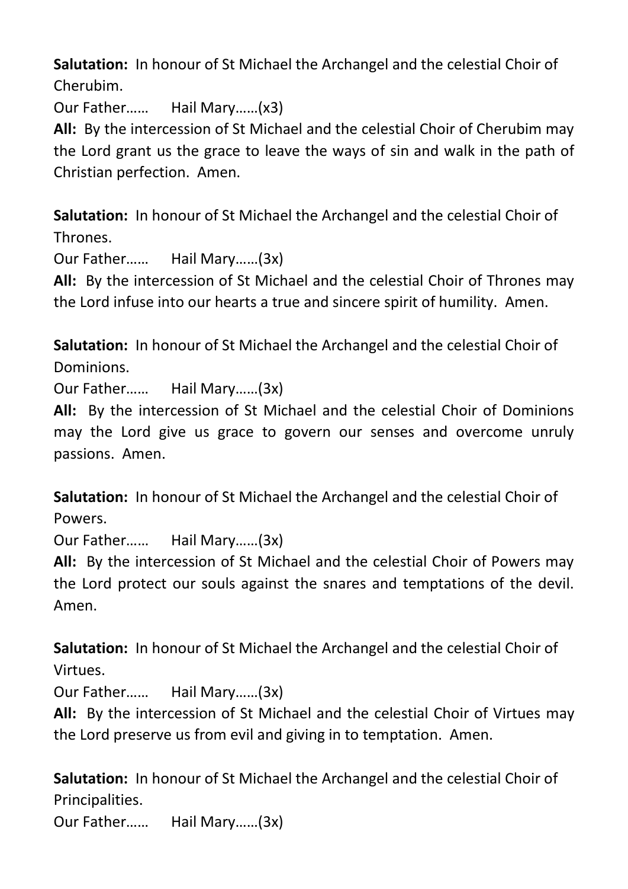**Salutation:** In honour of St Michael the Archangel and the celestial Choir of Cherubim.

Our Father……  Hail Mary……(x3)

**All:** By the intercession of St Michael and the celestial Choir of Cherubim may the Lord grant us the grace to leave the ways of sin and walk in the path of Christian perfection. Amen.

**Salutation:** In honour of St Michael the Archangel and the celestial Choir of Thrones.

Our Father……  Hail Mary……(3x)

**All:** By the intercession of St Michael and the celestial Choir of Thrones may the Lord infuse into our hearts a true and sincere spirit of humility. Amen.

**Salutation:** In honour of St Michael the Archangel and the celestial Choir of Dominions.

Our Father……  Hail Mary……(3x)

**All:** By the intercession of St Michael and the celestial Choir of Dominions may the Lord give us grace to govern our senses and overcome unruly passions. Amen.

**Salutation:** In honour of St Michael the Archangel and the celestial Choir of Powers.

Our Father……  Hail Mary……(3x)

**All:** By the intercession of St Michael and the celestial Choir of Powers may the Lord protect our souls against the snares and temptations of the devil. Amen.

**Salutation:** In honour of St Michael the Archangel and the celestial Choir of Virtues.

Our Father……  Hail Mary……(3x)

**All:** By the intercession of St Michael and the celestial Choir of Virtues may the Lord preserve us from evil and giving in to temptation. Amen.

**Salutation:** In honour of St Michael the Archangel and the celestial Choir of Principalities.

Our Father……  Hail Mary……(3x)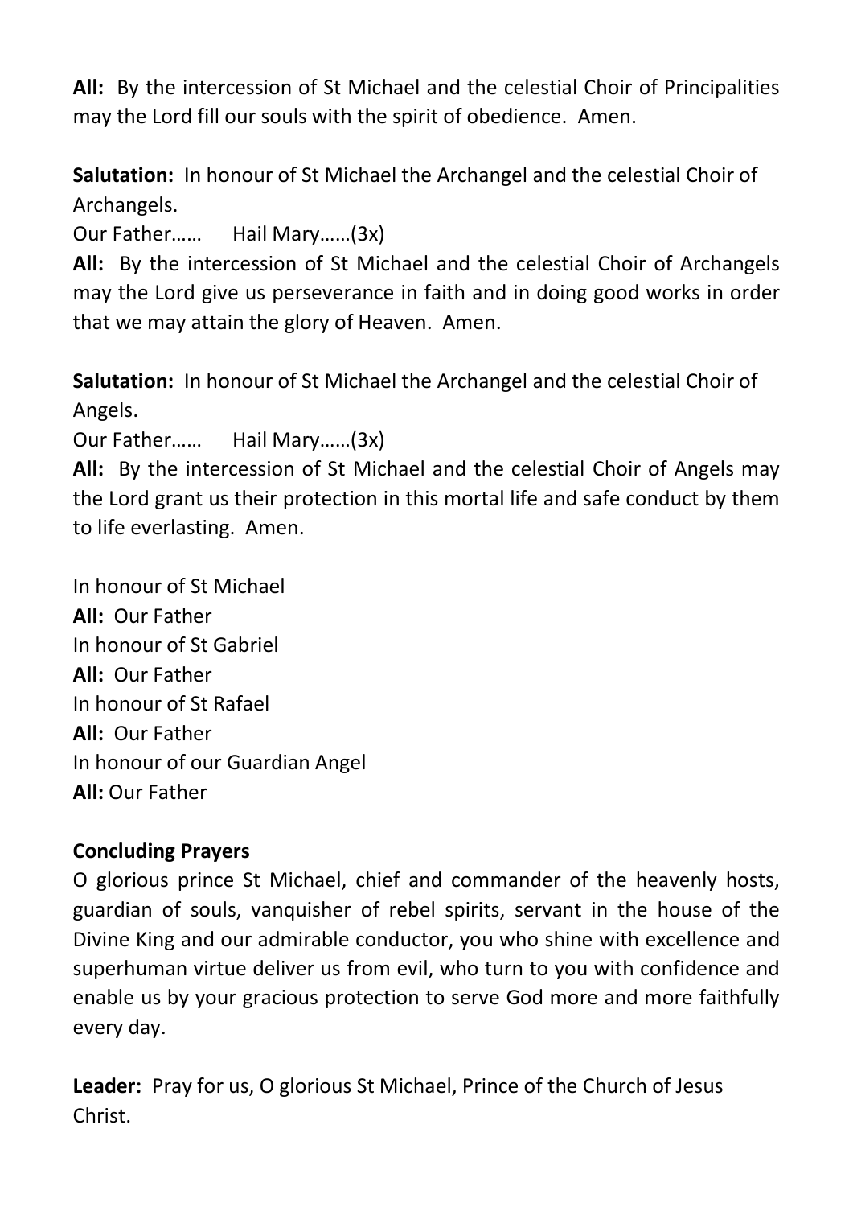**All:** By the intercession of St Michael and the celestial Choir of Principalities may the Lord fill our souls with the spirit of obedience. Amen.

**Salutation:** In honour of St Michael the Archangel and the celestial Choir of Archangels.

Our Father…… Hail Mary……(3x)

**All:** By the intercession of St Michael and the celestial Choir of Archangels may the Lord give us perseverance in faith and in doing good works in order that we may attain the glory of Heaven. Amen.

**Salutation:** In honour of St Michael the Archangel and the celestial Choir of Angels.

Our Father…… Hail Mary……(3x)

**All:** By the intercession of St Michael and the celestial Choir of Angels may the Lord grant us their protection in this mortal life and safe conduct by them to life everlasting. Amen.

In honour of St Michael

**All:** Our Father

In honour of St Gabriel

**All:** Our Father

In honour of St Rafael

**All:** Our Father

In honour of our Guardian Angel

**All:** Our Father

**Concluding Prayers**

O glorious prince St Michael, chief and commander of the heavenly hosts, guardian of souls, vanquisher of rebel spirits, servant in the house of the Divine King and our admirable conductor, you who shine with excellence and superhuman virtue deliver us from evil, who turn to you with confidence and enable us by your gracious protection to serve God more and more faithfully every day.

**Leader:** Pray for us, O glorious St Michael, Prince of the Church of Jesus Christ.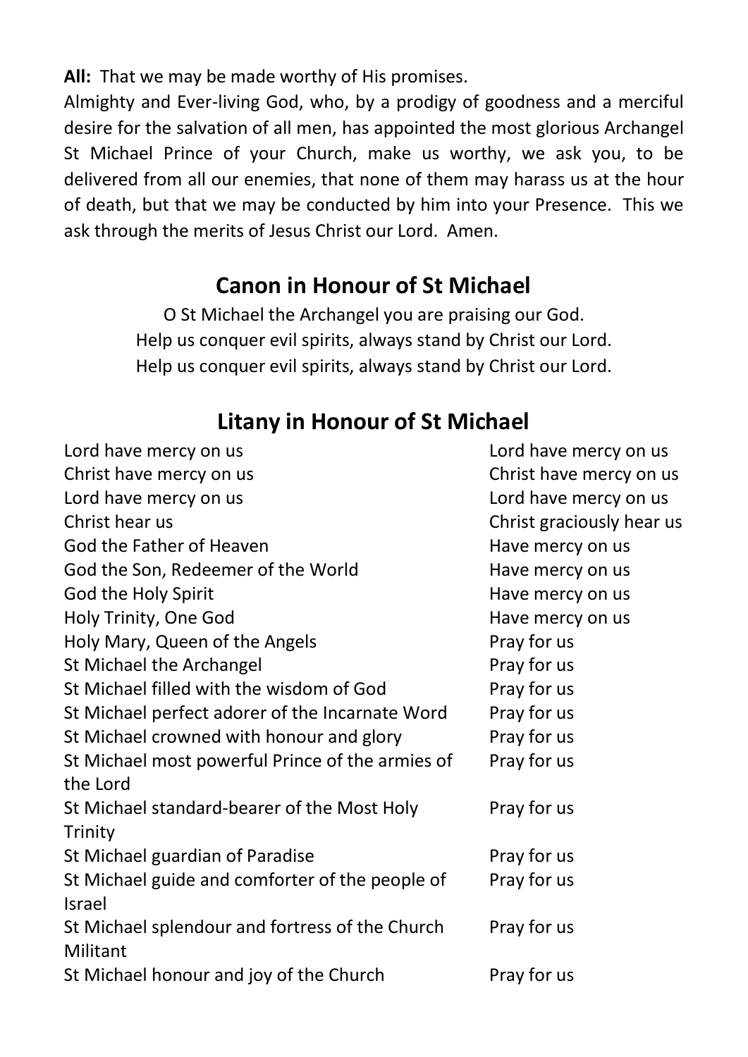**All:** That we may be made worthy of His promises.

Almighty and Ever-living God, who, by a prodigy of goodness and a merciful desire for the salvation of all men, has appointed the most glorious Archangel St Michael Prince of your Church, make us worthy, we ask you, to be delivered from all our enemies, that none of them may harass us at the hour of death, but that we may be conducted by him into your Presence. This we ask through the merits of Jesus Christ our Lord. Amen.

## Canon in Honour of St Michael

O St Michael the Archangel you are praising our God.
Help us conquer evil spirits, always stand by Christ our Lord.
Help us conquer evil spirits, always stand by Christ our Lord.

## Litany in Honour of St Michael

| | |
|---|---|
| Lord have mercy on us | Lord have mercy on us |
| Christ have mercy on us | Christ have mercy on us |
| Lord have mercy on us | Lord have mercy on us |
| Christ hear us | Christ graciously hear us |
| God the Father of Heaven | Have mercy on us |
| God the Son, Redeemer of the World | Have mercy on us |
| God the Holy Spirit | Have mercy on us |
| Holy Trinity, One God | Have mercy on us |
| Holy Mary, Queen of the Angels | Pray for us |
| St Michael the Archangel | Pray for us |
| St Michael filled with the wisdom of God | Pray for us |
| St Michael perfect adorer of the Incarnate Word | Pray for us |
| St Michael crowned with honour and glory | Pray for us |
| St Michael most powerful Prince of the armies of the Lord | Pray for us |
| St Michael standard-bearer of the Most Holy Trinity | Pray for us |
| St Michael guardian of Paradise | Pray for us |
| St Michael guide and comforter of the people of Israel | Pray for us |
| St Michael splendour and fortress of the Church Militant | Pray for us |
| St Michael honour and joy of the Church | Pray for us |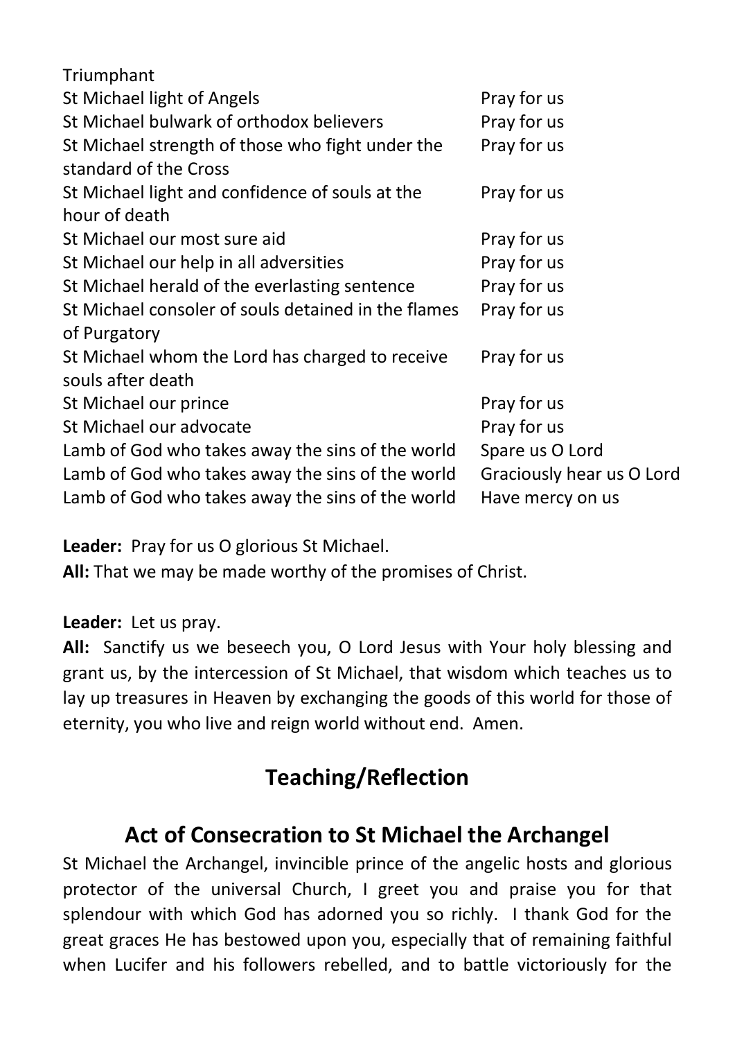Triumphant

| | |
|---|---|
| St Michael light of Angels | Pray for us |
| St Michael bulwark of orthodox believers | Pray for us |
| St Michael strength of those who fight under the standard of the Cross | Pray for us |
| St Michael light and confidence of souls at the hour of death | Pray for us |
| St Michael our most sure aid | Pray for us |
| St Michael our help in all adversities | Pray for us |
| St Michael herald of the everlasting sentence | Pray for us |
| St Michael consoler of souls detained in the flames of Purgatory | Pray for us |
| St Michael whom the Lord has charged to receive souls after death | Pray for us |
| St Michael our prince | Pray for us |
| St Michael our advocate | Pray for us |
| Lamb of God who takes away the sins of the world | Spare us O Lord |
| Lamb of God who takes away the sins of the world | Graciously hear us O Lord |
| Lamb of God who takes away the sins of the world | Have mercy on us |

**Leader:** Pray for us O glorious St Michael.
**All:** That we may be made worthy of the promises of Christ.

**Leader:** Let us pray.
**All:** Sanctify us we beseech you, O Lord Jesus with Your holy blessing and grant us, by the intercession of St Michael, that wisdom which teaches us to lay up treasures in Heaven by exchanging the goods of this world for those of eternity, you who live and reign world without end. Amen.

## Teaching/Reflection

## Act of Consecration to St Michael the Archangel

St Michael the Archangel, invincible prince of the angelic hosts and glorious protector of the universal Church, I greet you and praise you for that splendour with which God has adorned you so richly. I thank God for the great graces He has bestowed upon you, especially that of remaining faithful when Lucifer and his followers rebelled, and to battle victoriously for the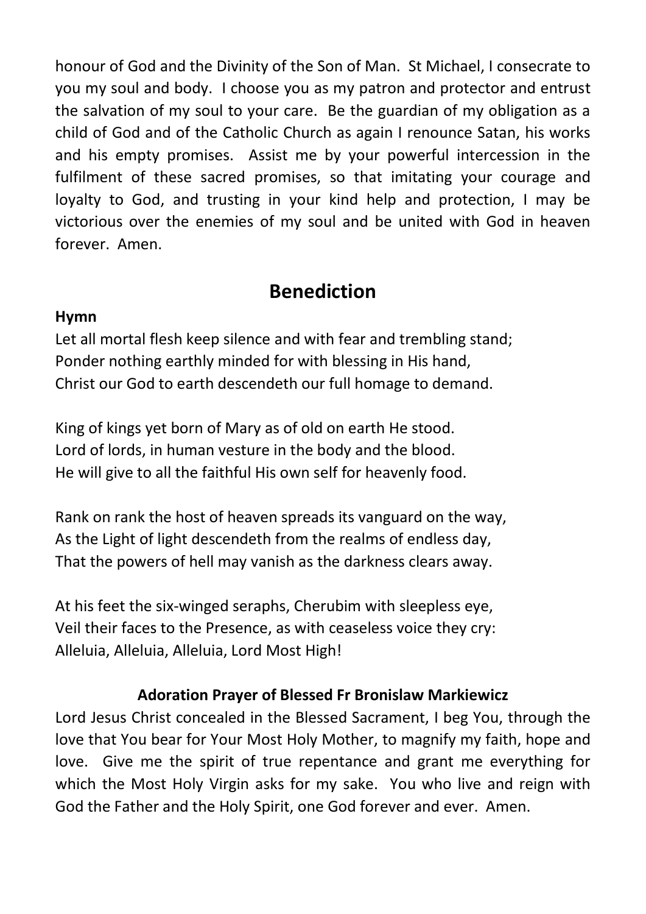honour of God and the Divinity of the Son of Man. St Michael, I consecrate to you my soul and body. I choose you as my patron and protector and entrust the salvation of my soul to your care. Be the guardian of my obligation as a child of God and of the Catholic Church as again I renounce Satan, his works and his empty promises. Assist me by your powerful intercession in the fulfilment of these sacred promises, so that imitating your courage and loyalty to God, and trusting in your kind help and protection, I may be victorious over the enemies of my soul and be united with God in heaven forever. Amen.

## Benediction

**Hymn**

Let all mortal flesh keep silence and with fear and trembling stand;
Ponder nothing earthly minded for with blessing in His hand,
Christ our God to earth descendeth our full homage to demand.

King of kings yet born of Mary as of old on earth He stood.
Lord of lords, in human vesture in the body and the blood.
He will give to all the faithful His own self for heavenly food.

Rank on rank the host of heaven spreads its vanguard on the way,
As the Light of light descendeth from the realms of endless day,
That the powers of hell may vanish as the darkness clears away.

At his feet the six-winged seraphs, Cherubim with sleepless eye,
Veil their faces to the Presence, as with ceaseless voice they cry:
Alleluia, Alleluia, Alleluia, Lord Most High!

**Adoration Prayer of Blessed Fr Bronislaw Markiewicz**

Lord Jesus Christ concealed in the Blessed Sacrament, I beg You, through the love that You bear for Your Most Holy Mother, to magnify my faith, hope and love. Give me the spirit of true repentance and grant me everything for which the Most Holy Virgin asks for my sake. You who live and reign with God the Father and the Holy Spirit, one God forever and ever. Amen.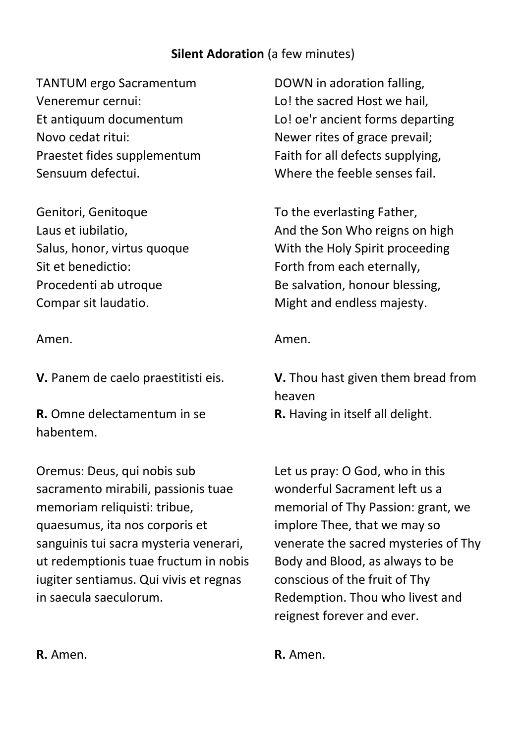**Silent Adoration** (a few minutes)

TANTUM ergo Sacramentum
Veneremur cernui:
Et antiquum documentum
Novo cedat ritui:
Praestet fides supplementum
Sensuum defectui.

Genitori, Genitoque
Laus et iubilatio,
Salus, honor, virtus quoque
Sit et benedictio:
Procedenti ab utroque
Compar sit laudatio.

Amen.

DOWN in adoration falling,
Lo! the sacred Host we hail,
Lo! oe'r ancient forms departing
Newer rites of grace prevail;
Faith for all defects supplying,
Where the feeble senses fail.

To the everlasting Father,
And the Son Who reigns on high
With the Holy Spirit proceeding
Forth from each eternally,
Be salvation, honour blessing,
Might and endless majesty.

Amen.

**V.** Panem de caelo praestitisti eis.

**R.** Omne delectamentum in se habentem.

**V.** Thou hast given them bread from heaven

**R.** Having in itself all delight.

Oremus: Deus, qui nobis sub sacramento mirabili, passionis tuae memoriam reliquisti: tribue, quaesumus, ita nos corporis et sanguinis tui sacra mysteria venerari, ut redemptionis tuae fructum in nobis iugiter sentiamus. Qui vivis et regnas in saecula saeculorum.

**R.** Amen.

Let us pray: O God, who in this wonderful Sacrament left us a memorial of Thy Passion: grant, we implore Thee, that we may so venerate the sacred mysteries of Thy Body and Blood, as always to be conscious of the fruit of Thy Redemption. Thou who livest and reignest forever and ever.

**R.** Amen.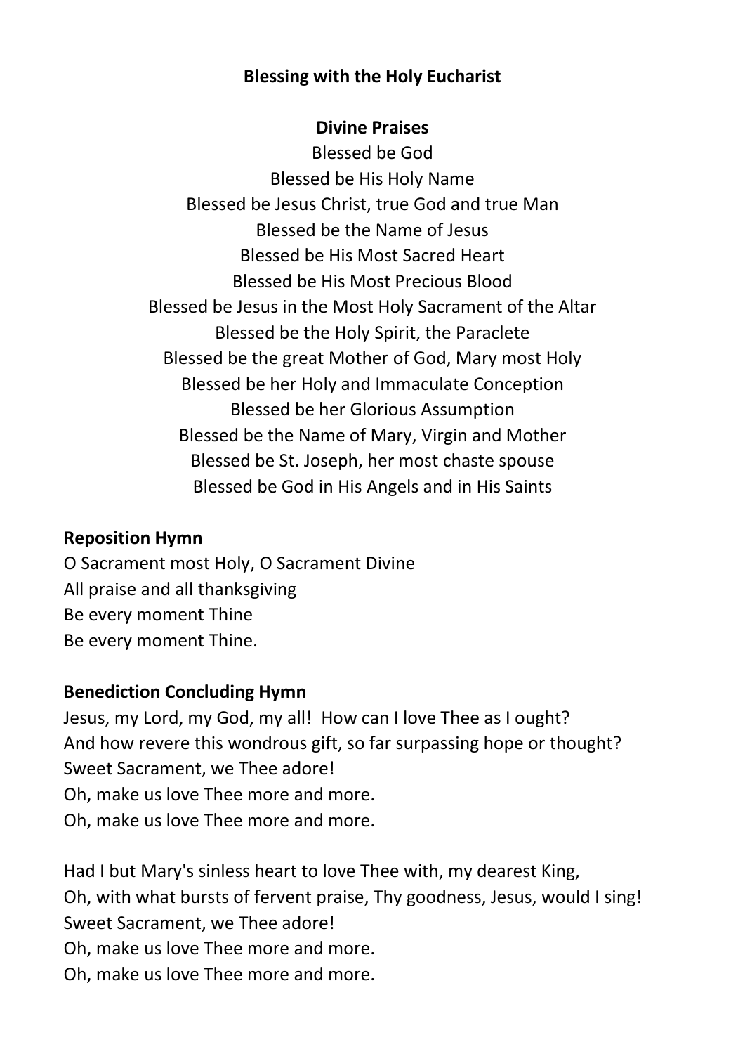## Blessing with the Holy Eucharist

### Divine Praises

Blessed be God
Blessed be His Holy Name
Blessed be Jesus Christ, true God and true Man
Blessed be the Name of Jesus
Blessed be His Most Sacred Heart
Blessed be His Most Precious Blood
Blessed be Jesus in the Most Holy Sacrament of the Altar
Blessed be the Holy Spirit, the Paraclete
Blessed be the great Mother of God, Mary most Holy
Blessed be her Holy and Immaculate Conception
Blessed be her Glorious Assumption
Blessed be the Name of Mary, Virgin and Mother
Blessed be St. Joseph, her most chaste spouse
Blessed be God in His Angels and in His Saints

**Reposition Hymn**

O Sacrament most Holy, O Sacrament Divine
All praise and all thanksgiving
Be every moment Thine
Be every moment Thine.

**Benediction Concluding Hymn**

Jesus, my Lord, my God, my all! How can I love Thee as I ought?
And how revere this wondrous gift, so far surpassing hope or thought?
Sweet Sacrament, we Thee adore!
Oh, make us love Thee more and more.
Oh, make us love Thee more and more.

Had I but Mary's sinless heart to love Thee with, my dearest King,
Oh, with what bursts of fervent praise, Thy goodness, Jesus, would I sing!
Sweet Sacrament, we Thee adore!
Oh, make us love Thee more and more.
Oh, make us love Thee more and more.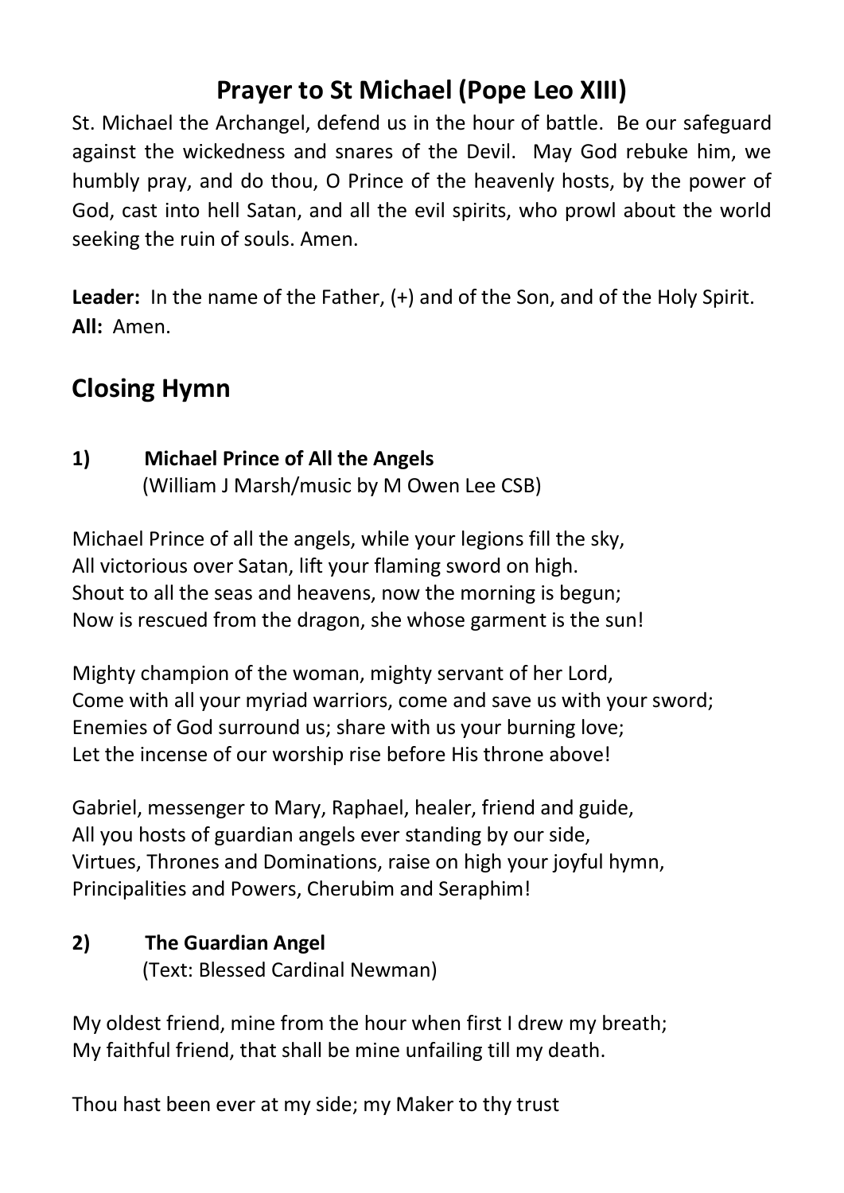## Prayer to St Michael (Pope Leo XIII)

St. Michael the Archangel, defend us in the hour of battle. Be our safeguard against the wickedness and snares of the Devil. May God rebuke him, we humbly pray, and do thou, O Prince of the heavenly hosts, by the power of God, cast into hell Satan, and all the evil spirits, who prowl about the world seeking the ruin of souls. Amen.

**Leader:** In the name of the Father, (+) and of the Son, and of the Holy Spirit.
**All:** Amen.

## Closing Hymn

**1) Michael Prince of All the Angels**
(William J Marsh/music by M Owen Lee CSB)

Michael Prince of all the angels, while your legions fill the sky,
All victorious over Satan, lift your flaming sword on high.
Shout to all the seas and heavens, now the morning is begun;
Now is rescued from the dragon, she whose garment is the sun!

Mighty champion of the woman, mighty servant of her Lord,
Come with all your myriad warriors, come and save us with your sword;
Enemies of God surround us; share with us your burning love;
Let the incense of our worship rise before His throne above!

Gabriel, messenger to Mary, Raphael, healer, friend and guide,
All you hosts of guardian angels ever standing by our side,
Virtues, Thrones and Dominations, raise on high your joyful hymn,
Principalities and Powers, Cherubim and Seraphim!

**2) The Guardian Angel**
(Text: Blessed Cardinal Newman)

My oldest friend, mine from the hour when first I drew my breath;
My faithful friend, that shall be mine unfailing till my death.

Thou hast been ever at my side; my Maker to thy trust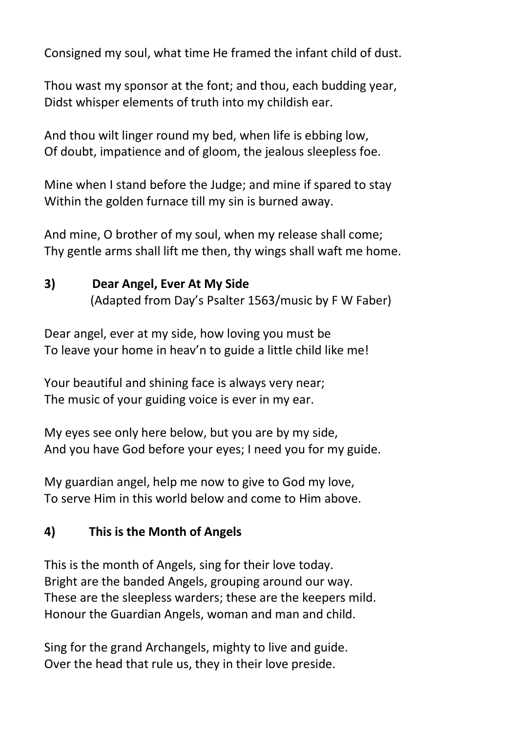Consigned my soul, what time He framed the infant child of dust.

Thou wast my sponsor at the font; and thou, each budding year,
Didst whisper elements of truth into my childish ear.

And thou wilt linger round my bed, when life is ebbing low,
Of doubt, impatience and of gloom, the jealous sleepless foe.

Mine when I stand before the Judge; and mine if spared to stay
Within the golden furnace till my sin is burned away.

And mine, O brother of my soul, when my release shall come;
Thy gentle arms shall lift me then, thy wings shall waft me home.

### 3) Dear Angel, Ever At My Side

(Adapted from Day's Psalter 1563/music by F W Faber)

Dear angel, ever at my side, how loving you must be
To leave your home in heav'n to guide a little child like me!

Your beautiful and shining face is always very near;
The music of your guiding voice is ever in my ear.

My eyes see only here below, but you are by my side,
And you have God before your eyes; I need you for my guide.

My guardian angel, help me now to give to God my love,
To serve Him in this world below and come to Him above.

### 4) This is the Month of Angels

This is the month of Angels, sing for their love today.
Bright are the banded Angels, grouping around our way.
These are the sleepless warders; these are the keepers mild.
Honour the Guardian Angels, woman and man and child.

Sing for the grand Archangels, mighty to live and guide.
Over the head that rule us, they in their love preside.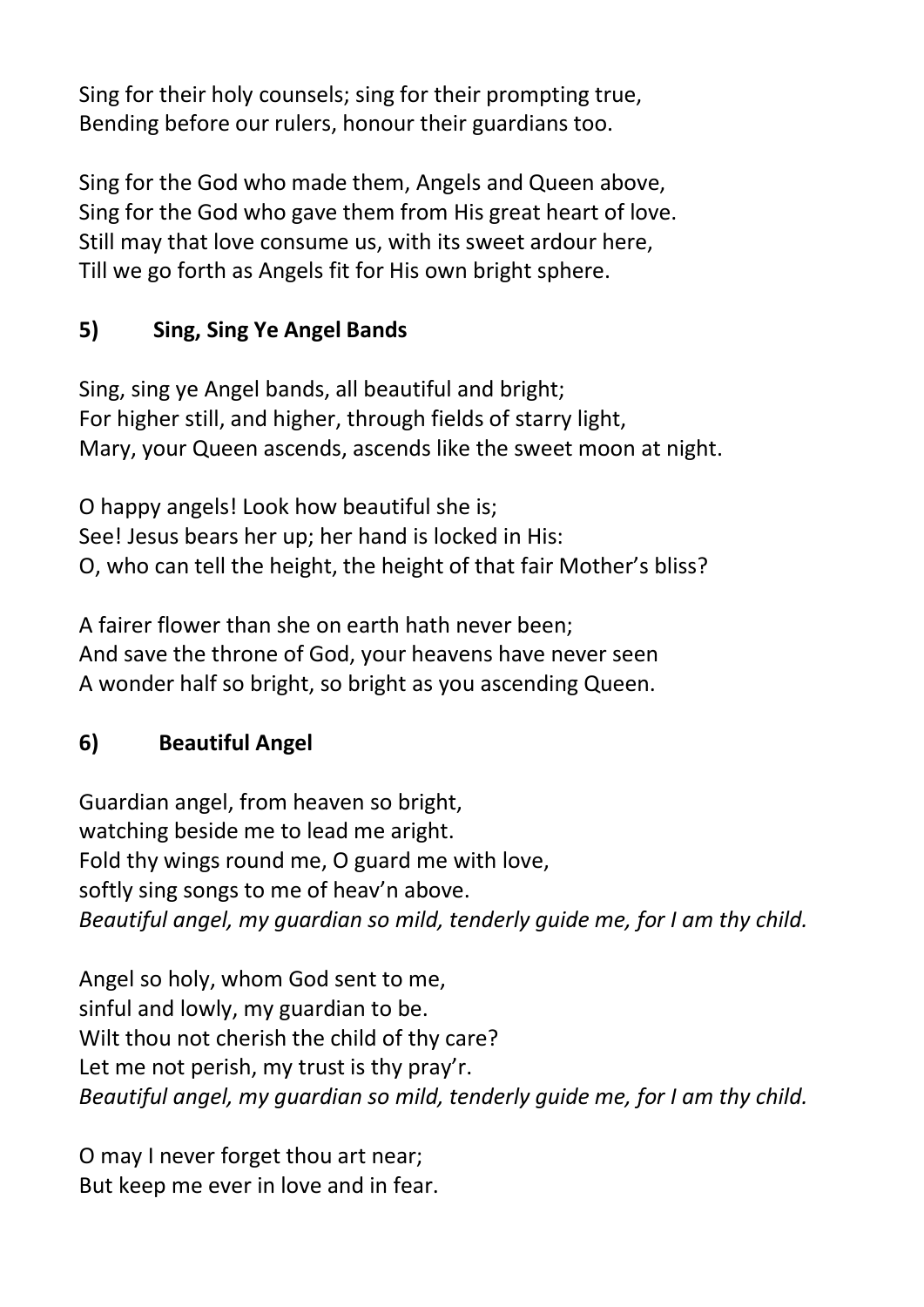Sing for their holy counsels; sing for their prompting true,
Bending before our rulers, honour their guardians too.

Sing for the God who made them, Angels and Queen above,
Sing for the God who gave them from His great heart of love.
Still may that love consume us, with its sweet ardour here,
Till we go forth as Angels fit for His own bright sphere.

## 5) Sing, Sing Ye Angel Bands

Sing, sing ye Angel bands, all beautiful and bright;
For higher still, and higher, through fields of starry light,
Mary, your Queen ascends, ascends like the sweet moon at night.

O happy angels! Look how beautiful she is;
See! Jesus bears her up; her hand is locked in His:
O, who can tell the height, the height of that fair Mother's bliss?

A fairer flower than she on earth hath never been;
And save the throne of God, your heavens have never seen
A wonder half so bright, so bright as you ascending Queen.

## 6) Beautiful Angel

Guardian angel, from heaven so bright,
watching beside me to lead me aright.
Fold thy wings round me, O guard me with love,
softly sing songs to me of heav'n above.
*Beautiful angel, my guardian so mild, tenderly guide me, for I am thy child.*

Angel so holy, whom God sent to me,
sinful and lowly, my guardian to be.
Wilt thou not cherish the child of thy care?
Let me not perish, my trust is thy pray'r.
*Beautiful angel, my guardian so mild, tenderly guide me, for I am thy child.*

O may I never forget thou art near;
But keep me ever in love and in fear.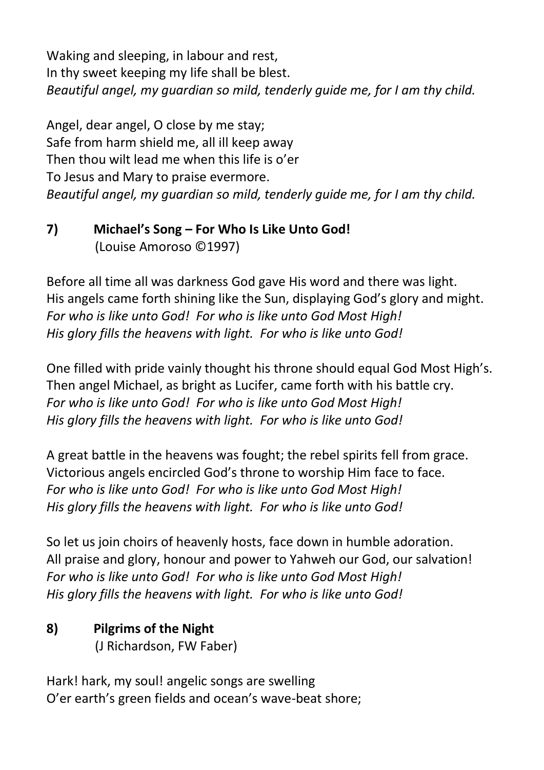Waking and sleeping, in labour and rest,
In thy sweet keeping my life shall be blest.
*Beautiful angel, my guardian so mild, tenderly guide me, for I am thy child.*

Angel, dear angel, O close by me stay;
Safe from harm shield me, all ill keep away
Then thou wilt lead me when this life is o'er
To Jesus and Mary to praise evermore.
*Beautiful angel, my guardian so mild, tenderly guide me, for I am thy child.*

**7) Michael's Song – For Who Is Like Unto God!**
(Louise Amoroso ©1997)

Before all time all was darkness God gave His word and there was light.
His angels came forth shining like the Sun, displaying God's glory and might.
*For who is like unto God! For who is like unto God Most High!*
*His glory fills the heavens with light. For who is like unto God!*

One filled with pride vainly thought his throne should equal God Most High's.
Then angel Michael, as bright as Lucifer, came forth with his battle cry.
*For who is like unto God! For who is like unto God Most High!*
*His glory fills the heavens with light. For who is like unto God!*

A great battle in the heavens was fought; the rebel spirits fell from grace.
Victorious angels encircled God's throne to worship Him face to face.
*For who is like unto God! For who is like unto God Most High!*
*His glory fills the heavens with light. For who is like unto God!*

So let us join choirs of heavenly hosts, face down in humble adoration.
All praise and glory, honour and power to Yahweh our God, our salvation!
*For who is like unto God! For who is like unto God Most High!*
*His glory fills the heavens with light. For who is like unto God!*

**8) Pilgrims of the Night**
(J Richardson, FW Faber)

Hark! hark, my soul! angelic songs are swelling
O'er earth's green fields and ocean's wave-beat shore;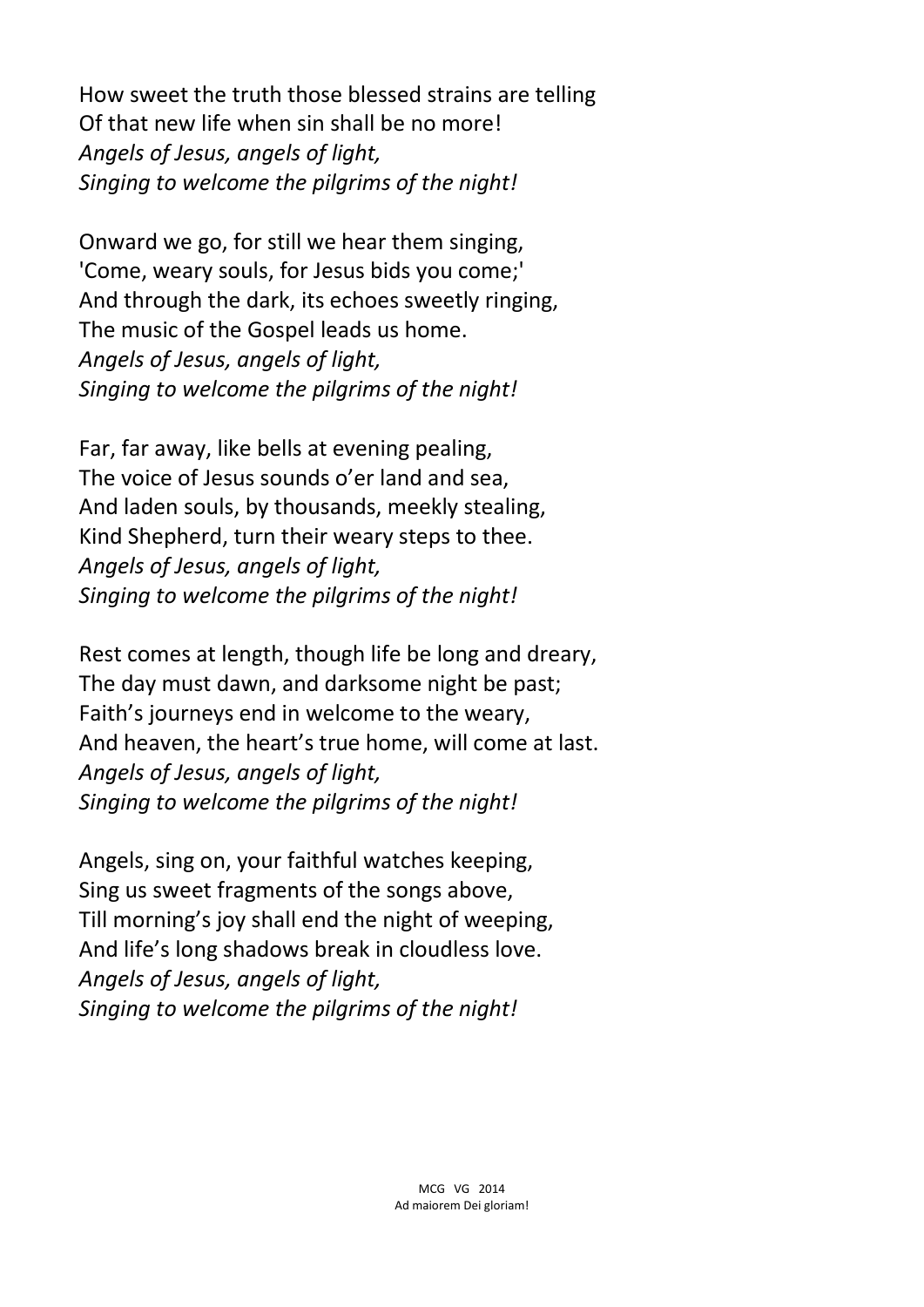How sweet the truth those blessed strains are telling
Of that new life when sin shall be no more!
*Angels of Jesus, angels of light,*
*Singing to welcome the pilgrims of the night!*

Onward we go, for still we hear them singing,
'Come, weary souls, for Jesus bids you come;'
And through the dark, its echoes sweetly ringing,
The music of the Gospel leads us home.
*Angels of Jesus, angels of light,*
*Singing to welcome the pilgrims of the night!*

Far, far away, like bells at evening pealing,
The voice of Jesus sounds o'er land and sea,
And laden souls, by thousands, meekly stealing,
Kind Shepherd, turn their weary steps to thee.
*Angels of Jesus, angels of light,*
*Singing to welcome the pilgrims of the night!*

Rest comes at length, though life be long and dreary,
The day must dawn, and darksome night be past;
Faith's journeys end in welcome to the weary,
And heaven, the heart's true home, will come at last.
*Angels of Jesus, angels of light,*
*Singing to welcome the pilgrims of the night!*

Angels, sing on, your faithful watches keeping,
Sing us sweet fragments of the songs above,
Till morning's joy shall end the night of weeping,
And life's long shadows break in cloudless love.
*Angels of Jesus, angels of light,*
*Singing to welcome the pilgrims of the night!*

MCG VG 2014
Ad maiorem Dei gloriam!